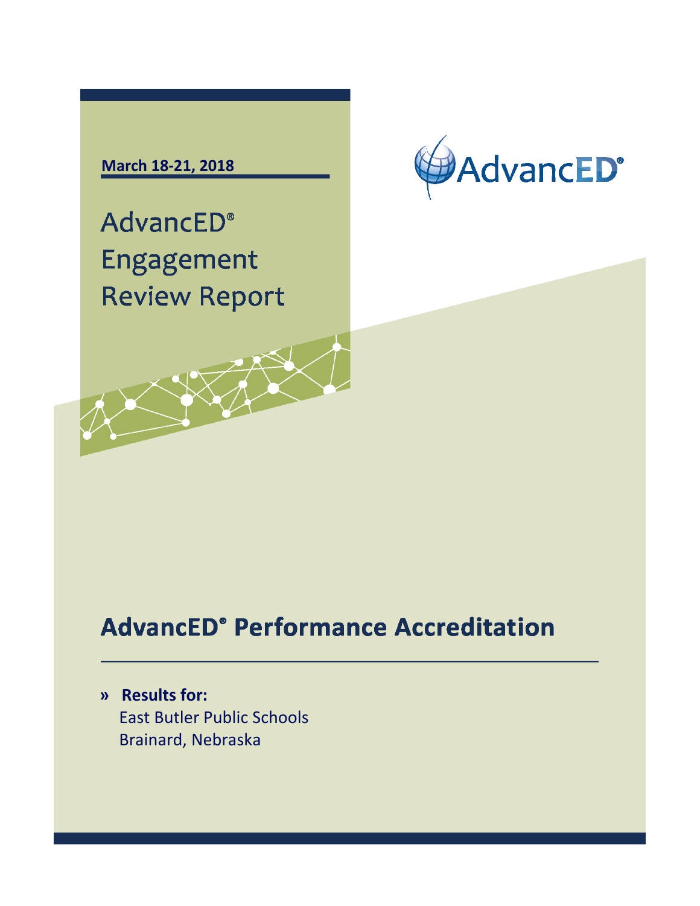**March 18-21, 2018**

# AdvancED® Engagement Review Report

AdvancED®

## AdvancED® Performance Accreditation

» **Results for:**
East Butler Public Schools
Brainard, Nebraska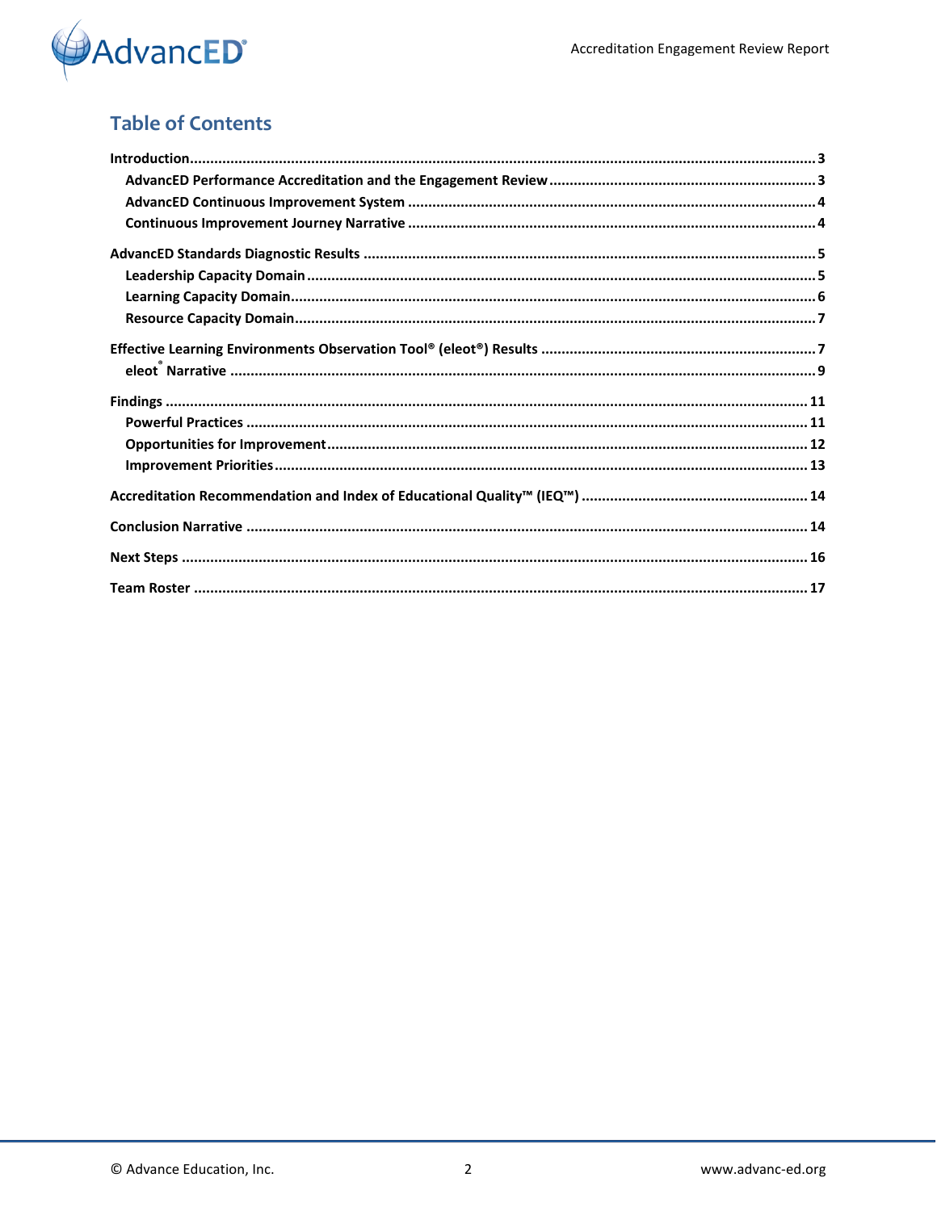# Table of Contents

**Introduction** ........................................................................................................................................ 3

- **AdvancED Performance Accreditation and the Engagement Review** ................................................ 3
- **AdvancED Continuous Improvement System** .................................................................................. 4
- **Continuous Improvement Journey Narrative** ................................................................................... 4

**AdvancED Standards Diagnostic Results** ............................................................................................ 5

- **Leadership Capacity Domain** ........................................................................................................... 5
- **Learning Capacity Domain** ............................................................................................................... 6
- **Resource Capacity Domain** ............................................................................................................. 7

**Effective Learning Environments Observation Tool® (eleot®) Results** .................................................. 7

- **eleot® Narrative** .............................................................................................................................. 9

**Findings** ............................................................................................................................................. 11

- **Powerful Practices** ......................................................................................................................... 11
- **Opportunities for Improvement** ..................................................................................................... 12
- **Improvement Priorities** .................................................................................................................. 13

**Accreditation Recommendation and Index of Educational Quality™ (IEQ™)** ....................................... 14

**Conclusion Narrative** ......................................................................................................................... 14

**Next Steps** ........................................................................................................................................ 16

**Team Roster** ..................................................................................................................................... 17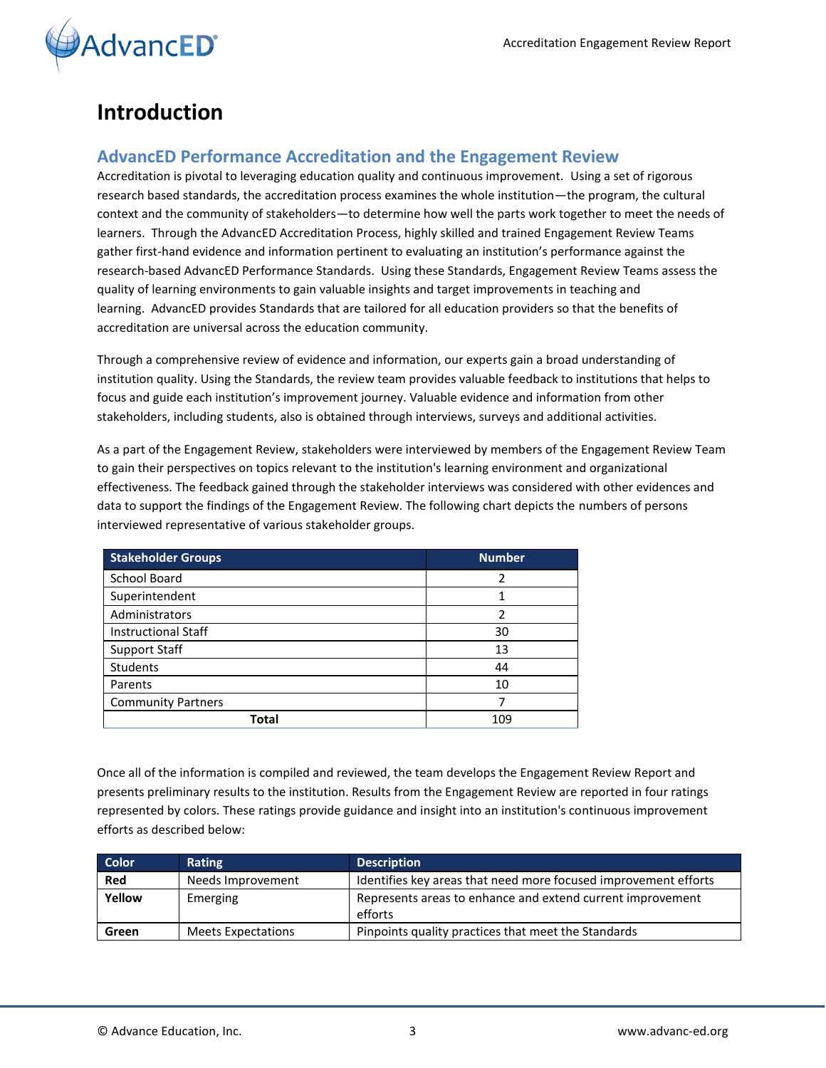# Introduction

## AdvancED Performance Accreditation and the Engagement Review

Accreditation is pivotal to leveraging education quality and continuous improvement. Using a set of rigorous research based standards, the accreditation process examines the whole institution—the program, the cultural context and the community of stakeholders—to determine how well the parts work together to meet the needs of learners. Through the AdvancED Accreditation Process, highly skilled and trained Engagement Review Teams gather first-hand evidence and information pertinent to evaluating an institution's performance against the research-based AdvancED Performance Standards. Using these Standards, Engagement Review Teams assess the quality of learning environments to gain valuable insights and target improvements in teaching and learning. AdvancED provides Standards that are tailored for all education providers so that the benefits of accreditation are universal across the education community.

Through a comprehensive review of evidence and information, our experts gain a broad understanding of institution quality. Using the Standards, the review team provides valuable feedback to institutions that helps to focus and guide each institution's improvement journey. Valuable evidence and information from other stakeholders, including students, also is obtained through interviews, surveys and additional activities.

As a part of the Engagement Review, stakeholders were interviewed by members of the Engagement Review Team to gain their perspectives on topics relevant to the institution's learning environment and organizational effectiveness. The feedback gained through the stakeholder interviews was considered with other evidences and data to support the findings of the Engagement Review. The following chart depicts the numbers of persons interviewed representative of various stakeholder groups.

| Stakeholder Groups | Number |
|---|---|
| School Board | 2 |
| Superintendent | 1 |
| Administrators | 2 |
| Instructional Staff | 30 |
| Support Staff | 13 |
| Students | 44 |
| Parents | 10 |
| Community Partners | 7 |
| **Total** | 109 |

Once all of the information is compiled and reviewed, the team develops the Engagement Review Report and presents preliminary results to the institution. Results from the Engagement Review are reported in four ratings represented by colors. These ratings provide guidance and insight into an institution's continuous improvement efforts as described below:

| Color | Rating | Description |
|---|---|---|
| **Red** | Needs Improvement | Identifies key areas that need more focused improvement efforts |
| **Yellow** | Emerging | Represents areas to enhance and extend current improvement efforts |
| **Green** | Meets Expectations | Pinpoints quality practices that meet the Standards |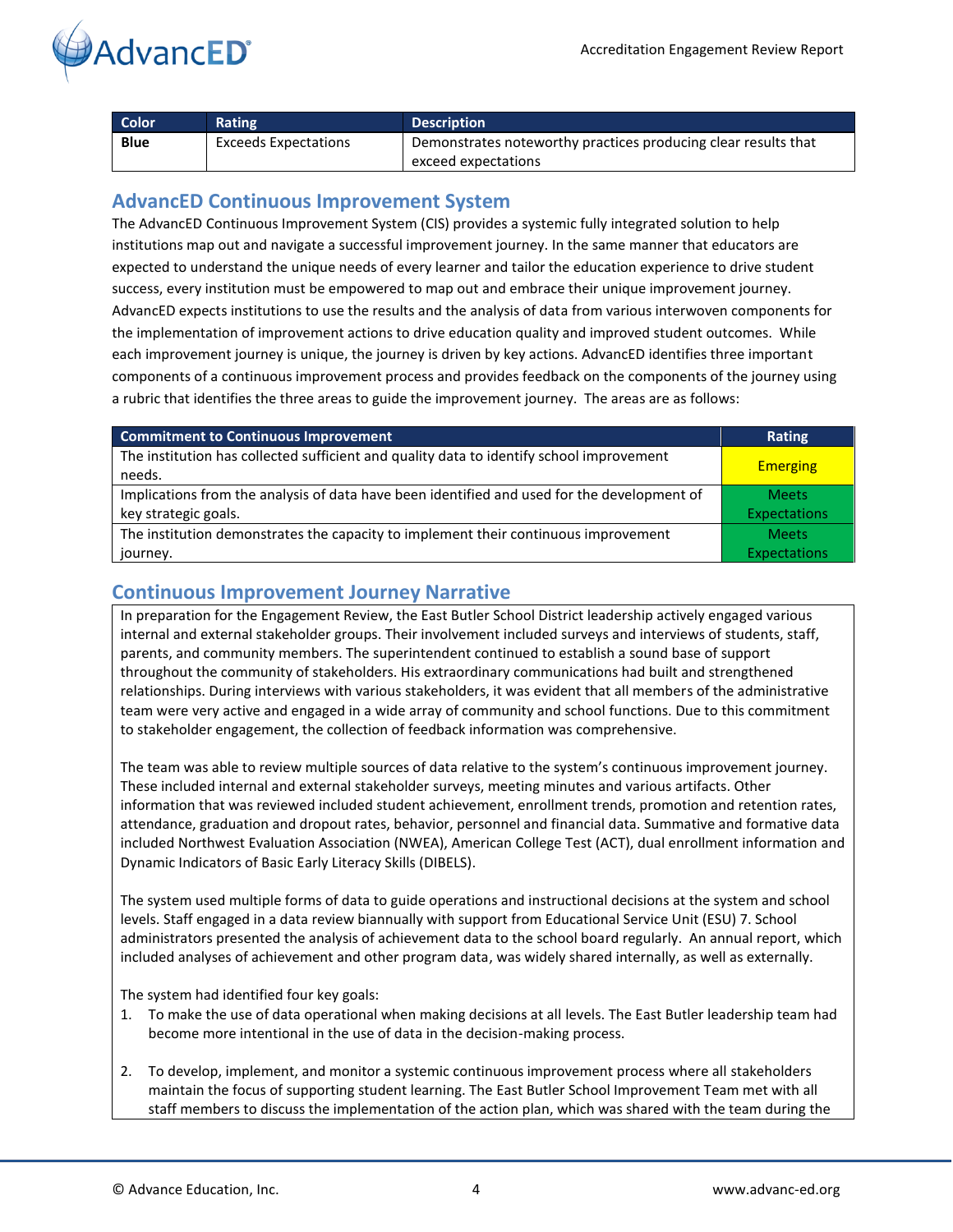| Color | Rating | Description |
|---|---|---|
| Blue | Exceeds Expectations | Demonstrates noteworthy practices producing clear results that exceed expectations |

## AdvancED Continuous Improvement System

The AdvancED Continuous Improvement System (CIS) provides a systemic fully integrated solution to help institutions map out and navigate a successful improvement journey. In the same manner that educators are expected to understand the unique needs of every learner and tailor the education experience to drive student success, every institution must be empowered to map out and embrace their unique improvement journey. AdvancED expects institutions to use the results and the analysis of data from various interwoven components for the implementation of improvement actions to drive education quality and improved student outcomes. While each improvement journey is unique, the journey is driven by key actions. AdvancED identifies three important components of a continuous improvement process and provides feedback on the components of the journey using a rubric that identifies the three areas to guide the improvement journey. The areas are as follows:

| Commitment to Continuous Improvement | Rating |
|---|---|
| The institution has collected sufficient and quality data to identify school improvement needs. | Emerging |
| Implications from the analysis of data have been identified and used for the development of key strategic goals. | Meets Expectations |
| The institution demonstrates the capacity to implement their continuous improvement journey. | Meets Expectations |

## Continuous Improvement Journey Narrative

In preparation for the Engagement Review, the East Butler School District leadership actively engaged various internal and external stakeholder groups. Their involvement included surveys and interviews of students, staff, parents, and community members. The superintendent continued to establish a sound base of support throughout the community of stakeholders. His extraordinary communications had built and strengthened relationships. During interviews with various stakeholders, it was evident that all members of the administrative team were very active and engaged in a wide array of community and school functions. Due to this commitment to stakeholder engagement, the collection of feedback information was comprehensive.

The team was able to review multiple sources of data relative to the system's continuous improvement journey. These included internal and external stakeholder surveys, meeting minutes and various artifacts. Other information that was reviewed included student achievement, enrollment trends, promotion and retention rates, attendance, graduation and dropout rates, behavior, personnel and financial data. Summative and formative data included Northwest Evaluation Association (NWEA), American College Test (ACT), dual enrollment information and Dynamic Indicators of Basic Early Literacy Skills (DIBELS).

The system used multiple forms of data to guide operations and instructional decisions at the system and school levels. Staff engaged in a data review biannually with support from Educational Service Unit (ESU) 7. School administrators presented the analysis of achievement data to the school board regularly. An annual report, which included analyses of achievement and other program data, was widely shared internally, as well as externally.

The system had identified four key goals:

1. To make the use of data operational when making decisions at all levels. The East Butler leadership team had become more intentional in the use of data in the decision-making process.

2. To develop, implement, and monitor a systemic continuous improvement process where all stakeholders maintain the focus of supporting student learning. The East Butler School Improvement Team met with all staff members to discuss the implementation of the action plan, which was shared with the team during the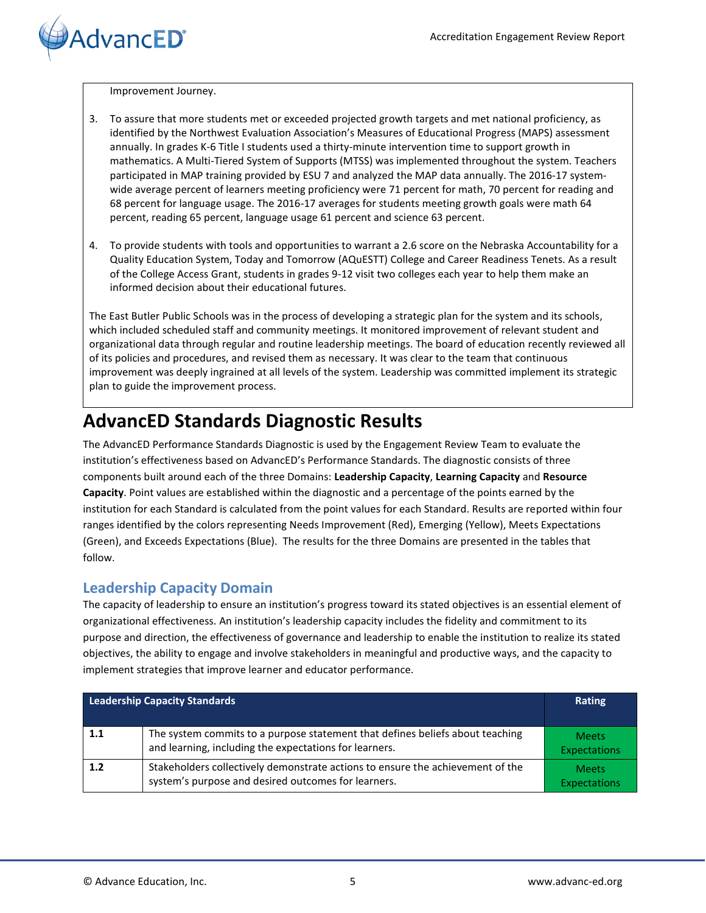Improvement Journey.

3. To assure that more students met or exceeded projected growth targets and met national proficiency, as identified by the Northwest Evaluation Association's Measures of Educational Progress (MAPS) assessment annually. In grades K-6 Title I students used a thirty-minute intervention time to support growth in mathematics. A Multi-Tiered System of Supports (MTSS) was implemented throughout the system. Teachers participated in MAP training provided by ESU 7 and analyzed the MAP data annually. The 2016-17 system-wide average percent of learners meeting proficiency were 71 percent for math, 70 percent for reading and 68 percent for language usage. The 2016-17 averages for students meeting growth goals were math 64 percent, reading 65 percent, language usage 61 percent and science 63 percent.

4. To provide students with tools and opportunities to warrant a 2.6 score on the Nebraska Accountability for a Quality Education System, Today and Tomorrow (AQuESTT) College and Career Readiness Tenets. As a result of the College Access Grant, students in grades 9-12 visit two colleges each year to help them make an informed decision about their educational futures.

The East Butler Public Schools was in the process of developing a strategic plan for the system and its schools, which included scheduled staff and community meetings. It monitored improvement of relevant student and organizational data through regular and routine leadership meetings. The board of education recently reviewed all of its policies and procedures, and revised them as necessary. It was clear to the team that continuous improvement was deeply ingrained at all levels of the system. Leadership was committed implement its strategic plan to guide the improvement process.

# AdvancED Standards Diagnostic Results

The AdvancED Performance Standards Diagnostic is used by the Engagement Review Team to evaluate the institution's effectiveness based on AdvancED's Performance Standards. The diagnostic consists of three components built around each of the three Domains: **Leadership Capacity**, **Learning Capacity** and **Resource Capacity**. Point values are established within the diagnostic and a percentage of the points earned by the institution for each Standard is calculated from the point values for each Standard. Results are reported within four ranges identified by the colors representing Needs Improvement (Red), Emerging (Yellow), Meets Expectations (Green), and Exceeds Expectations (Blue). The results for the three Domains are presented in the tables that follow.

## Leadership Capacity Domain

The capacity of leadership to ensure an institution's progress toward its stated objectives is an essential element of organizational effectiveness. An institution's leadership capacity includes the fidelity and commitment to its purpose and direction, the effectiveness of governance and leadership to enable the institution to realize its stated objectives, the ability to engage and involve stakeholders in meaningful and productive ways, and the capacity to implement strategies that improve learner and educator performance.

| Leadership Capacity Standards | | Rating |
|---|---|---|
| 1.1 | The system commits to a purpose statement that defines beliefs about teaching and learning, including the expectations for learners. | Meets Expectations |
| 1.2 | Stakeholders collectively demonstrate actions to ensure the achievement of the system's purpose and desired outcomes for learners. | Meets Expectations |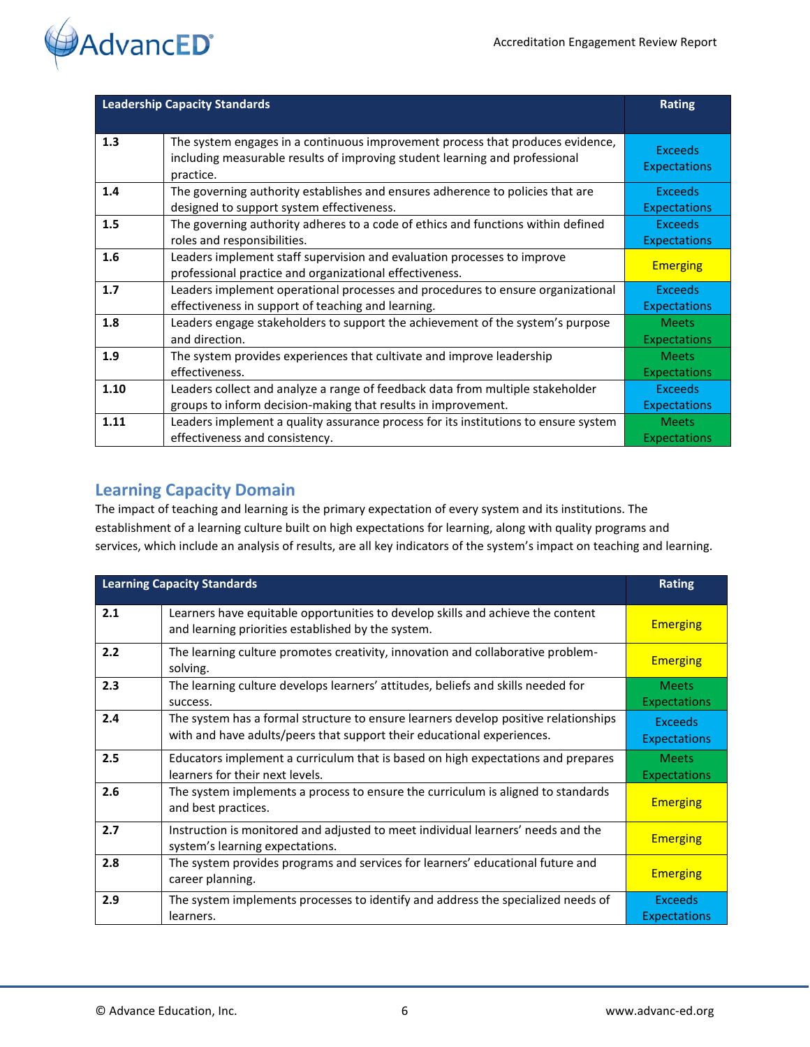| Leadership Capacity Standards | | Rating |
|---|---|---|
| 1.3 | The system engages in a continuous improvement process that produces evidence, including measurable results of improving student learning and professional practice. | Exceeds Expectations |
| 1.4 | The governing authority establishes and ensures adherence to policies that are designed to support system effectiveness. | Exceeds Expectations |
| 1.5 | The governing authority adheres to a code of ethics and functions within defined roles and responsibilities. | Exceeds Expectations |
| 1.6 | Leaders implement staff supervision and evaluation processes to improve professional practice and organizational effectiveness. | Emerging |
| 1.7 | Leaders implement operational processes and procedures to ensure organizational effectiveness in support of teaching and learning. | Exceeds Expectations |
| 1.8 | Leaders engage stakeholders to support the achievement of the system's purpose and direction. | Meets Expectations |
| 1.9 | The system provides experiences that cultivate and improve leadership effectiveness. | Meets Expectations |
| 1.10 | Leaders collect and analyze a range of feedback data from multiple stakeholder groups to inform decision-making that results in improvement. | Exceeds Expectations |
| 1.11 | Leaders implement a quality assurance process for its institutions to ensure system effectiveness and consistency. | Meets Expectations |

## Learning Capacity Domain

The impact of teaching and learning is the primary expectation of every system and its institutions. The establishment of a learning culture built on high expectations for learning, along with quality programs and services, which include an analysis of results, are all key indicators of the system's impact on teaching and learning.

| Learning Capacity Standards | | Rating |
|---|---|---|
| 2.1 | Learners have equitable opportunities to develop skills and achieve the content and learning priorities established by the system. | Emerging |
| 2.2 | The learning culture promotes creativity, innovation and collaborative problem-solving. | Emerging |
| 2.3 | The learning culture develops learners' attitudes, beliefs and skills needed for success. | Meets Expectations |
| 2.4 | The system has a formal structure to ensure learners develop positive relationships with and have adults/peers that support their educational experiences. | Exceeds Expectations |
| 2.5 | Educators implement a curriculum that is based on high expectations and prepares learners for their next levels. | Meets Expectations |
| 2.6 | The system implements a process to ensure the curriculum is aligned to standards and best practices. | Emerging |
| 2.7 | Instruction is monitored and adjusted to meet individual learners' needs and the system's learning expectations. | Emerging |
| 2.8 | The system provides programs and services for learners' educational future and career planning. | Emerging |
| 2.9 | The system implements processes to identify and address the specialized needs of learners. | Exceeds Expectations |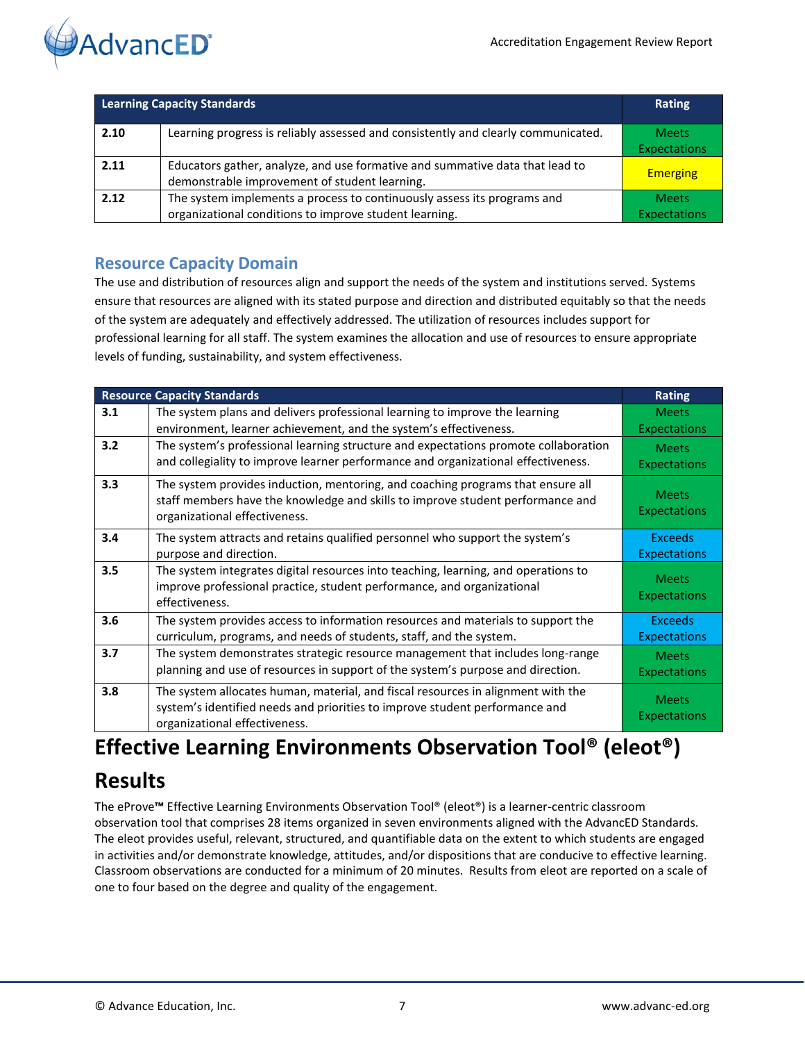| Learning Capacity Standards | | Rating |
|---|---|---|
| 2.10 | Learning progress is reliably assessed and consistently and clearly communicated. | Meets Expectations |
| 2.11 | Educators gather, analyze, and use formative and summative data that lead to demonstrable improvement of student learning. | Emerging |
| 2.12 | The system implements a process to continuously assess its programs and organizational conditions to improve student learning. | Meets Expectations |

## Resource Capacity Domain

The use and distribution of resources align and support the needs of the system and institutions served. Systems ensure that resources are aligned with its stated purpose and direction and distributed equitably so that the needs of the system are adequately and effectively addressed. The utilization of resources includes support for professional learning for all staff. The system examines the allocation and use of resources to ensure appropriate levels of funding, sustainability, and system effectiveness.

| Resource Capacity Standards | | Rating |
|---|---|---|
| 3.1 | The system plans and delivers professional learning to improve the learning environment, learner achievement, and the system's effectiveness. | Meets Expectations |
| 3.2 | The system's professional learning structure and expectations promote collaboration and collegiality to improve learner performance and organizational effectiveness. | Meets Expectations |
| 3.3 | The system provides induction, mentoring, and coaching programs that ensure all staff members have the knowledge and skills to improve student performance and organizational effectiveness. | Meets Expectations |
| 3.4 | The system attracts and retains qualified personnel who support the system's purpose and direction. | Exceeds Expectations |
| 3.5 | The system integrates digital resources into teaching, learning, and operations to improve professional practice, student performance, and organizational effectiveness. | Meets Expectations |
| 3.6 | The system provides access to information resources and materials to support the curriculum, programs, and needs of students, staff, and the system. | Exceeds Expectations |
| 3.7 | The system demonstrates strategic resource management that includes long-range planning and use of resources in support of the system's purpose and direction. | Meets Expectations |
| 3.8 | The system allocates human, material, and fiscal resources in alignment with the system's identified needs and priorities to improve student performance and organizational effectiveness. | Meets Expectations |

# Effective Learning Environments Observation Tool® (eleot®) Results

The eProve™ Effective Learning Environments Observation Tool® (eleot®) is a learner-centric classroom observation tool that comprises 28 items organized in seven environments aligned with the AdvancED Standards. The eleot provides useful, relevant, structured, and quantifiable data on the extent to which students are engaged in activities and/or demonstrate knowledge, attitudes, and/or dispositions that are conducive to effective learning. Classroom observations are conducted for a minimum of 20 minutes. Results from eleot are reported on a scale of one to four based on the degree and quality of the engagement.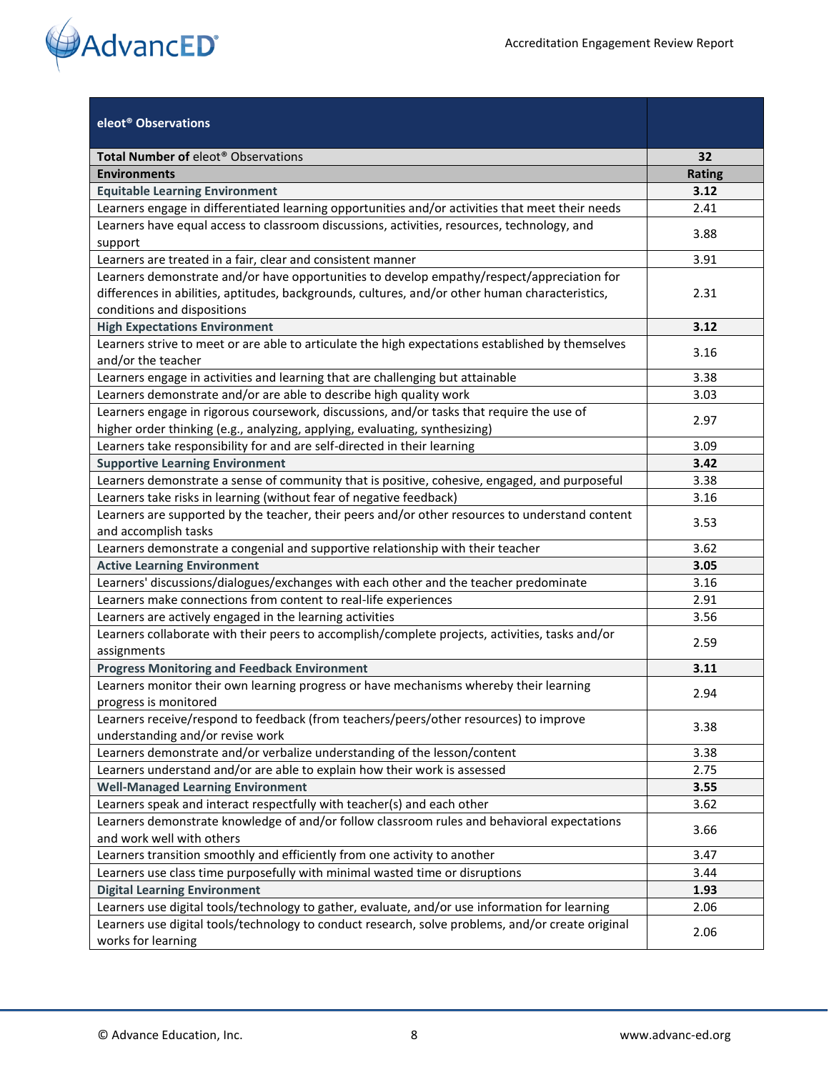| eleot® Observations | |
|---|---|
| **Total Number of** eleot® Observations | **32** |
| **Environments** | **Rating** |
| **Equitable Learning Environment** | **3.12** |
| Learners engage in differentiated learning opportunities and/or activities that meet their needs | 2.41 |
| Learners have equal access to classroom discussions, activities, resources, technology, and support | 3.88 |
| Learners are treated in a fair, clear and consistent manner | 3.91 |
| Learners demonstrate and/or have opportunities to develop empathy/respect/appreciation for differences in abilities, aptitudes, backgrounds, cultures, and/or other human characteristics, conditions and dispositions | 2.31 |
| **High Expectations Environment** | **3.12** |
| Learners strive to meet or are able to articulate the high expectations established by themselves and/or the teacher | 3.16 |
| Learners engage in activities and learning that are challenging but attainable | 3.38 |
| Learners demonstrate and/or are able to describe high quality work | 3.03 |
| Learners engage in rigorous coursework, discussions, and/or tasks that require the use of higher order thinking (e.g., analyzing, applying, evaluating, synthesizing) | 2.97 |
| Learners take responsibility for and are self-directed in their learning | 3.09 |
| **Supportive Learning Environment** | **3.42** |
| Learners demonstrate a sense of community that is positive, cohesive, engaged, and purposeful | 3.38 |
| Learners take risks in learning (without fear of negative feedback) | 3.16 |
| Learners are supported by the teacher, their peers and/or other resources to understand content and accomplish tasks | 3.53 |
| Learners demonstrate a congenial and supportive relationship with their teacher | 3.62 |
| **Active Learning Environment** | **3.05** |
| Learners' discussions/dialogues/exchanges with each other and the teacher predominate | 3.16 |
| Learners make connections from content to real-life experiences | 2.91 |
| Learners are actively engaged in the learning activities | 3.56 |
| Learners collaborate with their peers to accomplish/complete projects, activities, tasks and/or assignments | 2.59 |
| **Progress Monitoring and Feedback Environment** | **3.11** |
| Learners monitor their own learning progress or have mechanisms whereby their learning progress is monitored | 2.94 |
| Learners receive/respond to feedback (from teachers/peers/other resources) to improve understanding and/or revise work | 3.38 |
| Learners demonstrate and/or verbalize understanding of the lesson/content | 3.38 |
| Learners understand and/or are able to explain how their work is assessed | 2.75 |
| **Well-Managed Learning Environment** | **3.55** |
| Learners speak and interact respectfully with teacher(s) and each other | 3.62 |
| Learners demonstrate knowledge of and/or follow classroom rules and behavioral expectations and work well with others | 3.66 |
| Learners transition smoothly and efficiently from one activity to another | 3.47 |
| Learners use class time purposefully with minimal wasted time or disruptions | 3.44 |
| **Digital Learning Environment** | **1.93** |
| Learners use digital tools/technology to gather, evaluate, and/or use information for learning | 2.06 |
| Learners use digital tools/technology to conduct research, solve problems, and/or create original works for learning | 2.06 |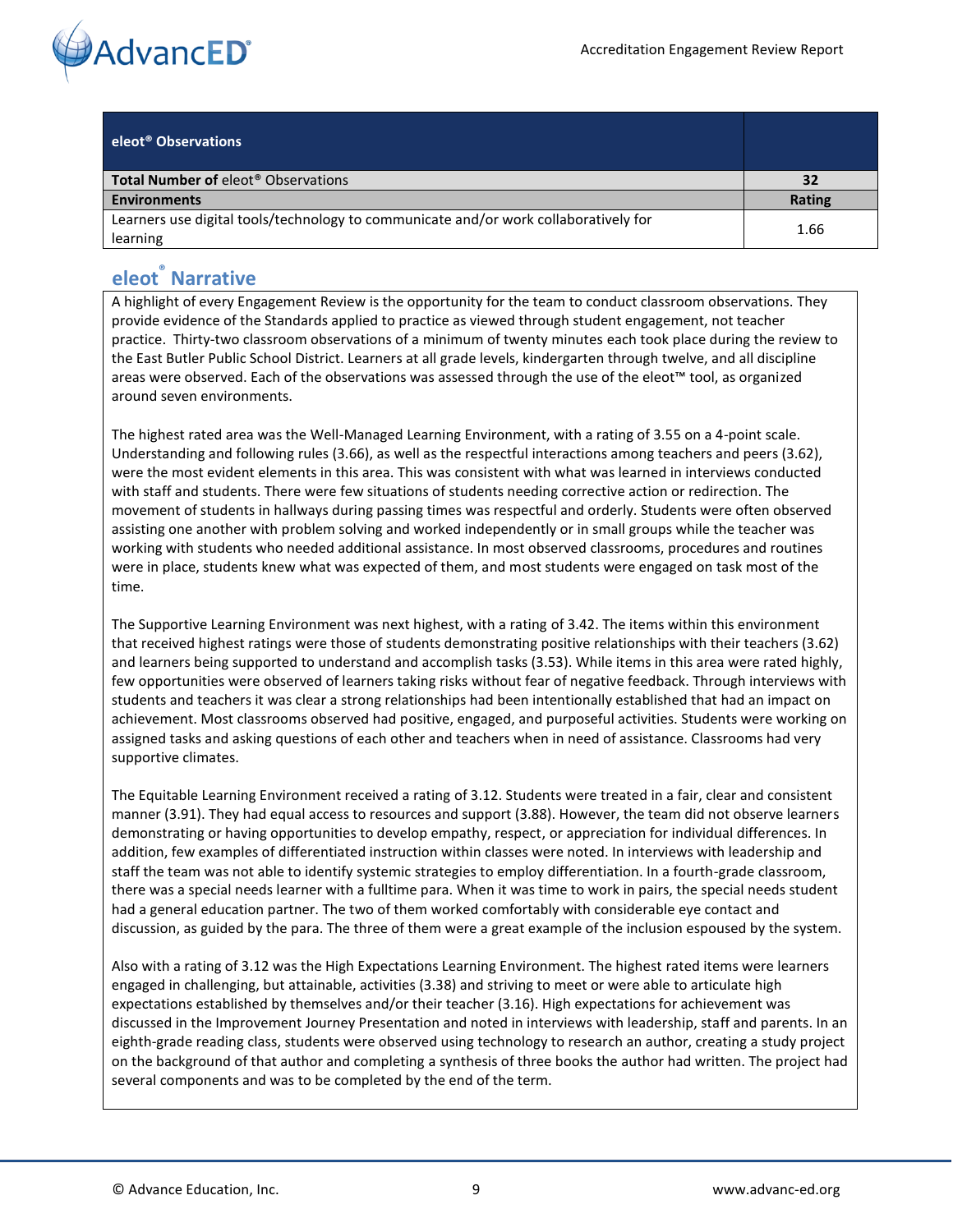| eleot® Observations | |
|---|---|
| **Total Number of** eleot® Observations | **32** |
| **Environments** | **Rating** |
| Learners use digital tools/technology to communicate and/or work collaboratively for learning | 1.66 |

## eleot® Narrative

A highlight of every Engagement Review is the opportunity for the team to conduct classroom observations. They provide evidence of the Standards applied to practice as viewed through student engagement, not teacher practice. Thirty-two classroom observations of a minimum of twenty minutes each took place during the review to the East Butler Public School District. Learners at all grade levels, kindergarten through twelve, and all discipline areas were observed. Each of the observations was assessed through the use of the eleot™ tool, as organized around seven environments.

The highest rated area was the Well-Managed Learning Environment, with a rating of 3.55 on a 4-point scale. Understanding and following rules (3.66), as well as the respectful interactions among teachers and peers (3.62), were the most evident elements in this area. This was consistent with what was learned in interviews conducted with staff and students. There were few situations of students needing corrective action or redirection. The movement of students in hallways during passing times was respectful and orderly. Students were often observed assisting one another with problem solving and worked independently or in small groups while the teacher was working with students who needed additional assistance. In most observed classrooms, procedures and routines were in place, students knew what was expected of them, and most students were engaged on task most of the time.

The Supportive Learning Environment was next highest, with a rating of 3.42. The items within this environment that received highest ratings were those of students demonstrating positive relationships with their teachers (3.62) and learners being supported to understand and accomplish tasks (3.53). While items in this area were rated highly, few opportunities were observed of learners taking risks without fear of negative feedback. Through interviews with students and teachers it was clear a strong relationships had been intentionally established that had an impact on achievement. Most classrooms observed had positive, engaged, and purposeful activities. Students were working on assigned tasks and asking questions of each other and teachers when in need of assistance. Classrooms had very supportive climates.

The Equitable Learning Environment received a rating of 3.12. Students were treated in a fair, clear and consistent manner (3.91). They had equal access to resources and support (3.88). However, the team did not observe learners demonstrating or having opportunities to develop empathy, respect, or appreciation for individual differences. In addition, few examples of differentiated instruction within classes were noted. In interviews with leadership and staff the team was not able to identify systemic strategies to employ differentiation. In a fourth-grade classroom, there was a special needs learner with a fulltime para. When it was time to work in pairs, the special needs student had a general education partner. The two of them worked comfortably with considerable eye contact and discussion, as guided by the para. The three of them were a great example of the inclusion espoused by the system.

Also with a rating of 3.12 was the High Expectations Learning Environment. The highest rated items were learners engaged in challenging, but attainable, activities (3.38) and striving to meet or were able to articulate high expectations established by themselves and/or their teacher (3.16). High expectations for achievement was discussed in the Improvement Journey Presentation and noted in interviews with leadership, staff and parents. In an eighth-grade reading class, students were observed using technology to research an author, creating a study project on the background of that author and completing a synthesis of three books the author had written. The project had several components and was to be completed by the end of the term.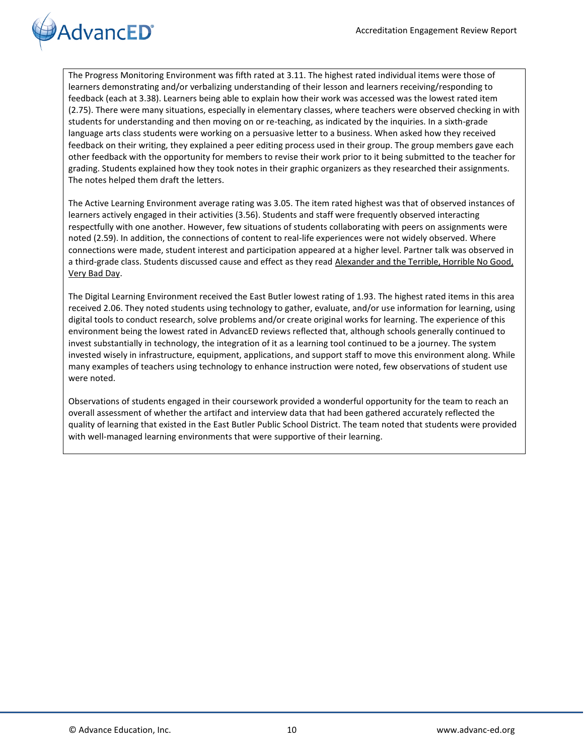The Progress Monitoring Environment was fifth rated at 3.11. The highest rated individual items were those of learners demonstrating and/or verbalizing understanding of their lesson and learners receiving/responding to feedback (each at 3.38). Learners being able to explain how their work was accessed was the lowest rated item (2.75). There were many situations, especially in elementary classes, where teachers were observed checking in with students for understanding and then moving on or re-teaching, as indicated by the inquiries. In a sixth-grade language arts class students were working on a persuasive letter to a business. When asked how they received feedback on their writing, they explained a peer editing process used in their group. The group members gave each other feedback with the opportunity for members to revise their work prior to it being submitted to the teacher for grading. Students explained how they took notes in their graphic organizers as they researched their assignments. The notes helped them draft the letters.

The Active Learning Environment average rating was 3.05. The item rated highest was that of observed instances of learners actively engaged in their activities (3.56). Students and staff were frequently observed interacting respectfully with one another. However, few situations of students collaborating with peers on assignments were noted (2.59). In addition, the connections of content to real-life experiences were not widely observed. Where connections were made, student interest and participation appeared at a higher level. Partner talk was observed in a third-grade class. Students discussed cause and effect as they read <u>Alexander and the Terrible, Horrible No Good, Very Bad Day</u>.

The Digital Learning Environment received the East Butler lowest rating of 1.93. The highest rated items in this area received 2.06. They noted students using technology to gather, evaluate, and/or use information for learning, using digital tools to conduct research, solve problems and/or create original works for learning. The experience of this environment being the lowest rated in AdvancED reviews reflected that, although schools generally continued to invest substantially in technology, the integration of it as a learning tool continued to be a journey. The system invested wisely in infrastructure, equipment, applications, and support staff to move this environment along. While many examples of teachers using technology to enhance instruction were noted, few observations of student use were noted.

Observations of students engaged in their coursework provided a wonderful opportunity for the team to reach an overall assessment of whether the artifact and interview data that had been gathered accurately reflected the quality of learning that existed in the East Butler Public School District. The team noted that students were provided with well-managed learning environments that were supportive of their learning.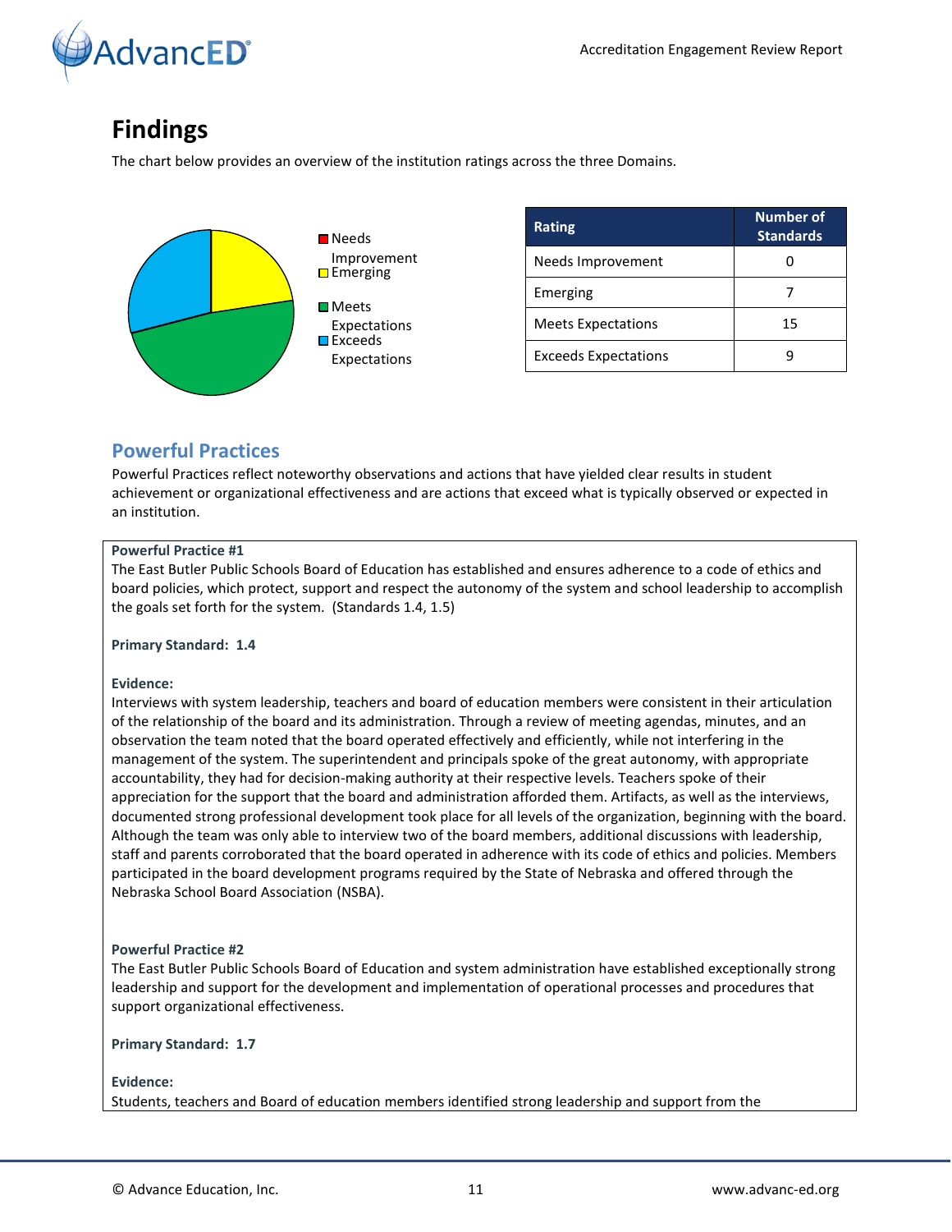## Findings

The chart below provides an overview of the institution ratings across the three Domains.

| Rating | Number of Standards |
|---|---|
| Needs Improvement | 0 |
| Emerging | 7 |
| Meets Expectations | 15 |
| Exceeds Expectations | 9 |

### Powerful Practices

Powerful Practices reflect noteworthy observations and actions that have yielded clear results in student achievement or organizational effectiveness and are actions that exceed what is typically observed or expected in an institution.

**Powerful Practice #1**

The East Butler Public Schools Board of Education has established and ensures adherence to a code of ethics and board policies, which protect, support and respect the autonomy of the system and school leadership to accomplish the goals set forth for the system. (Standards 1.4, 1.5)

**Primary Standard: 1.4**

**Evidence:**

Interviews with system leadership, teachers and board of education members were consistent in their articulation of the relationship of the board and its administration. Through a review of meeting agendas, minutes, and an observation the team noted that the board operated effectively and efficiently, while not interfering in the management of the system. The superintendent and principals spoke of the great autonomy, with appropriate accountability, they had for decision-making authority at their respective levels. Teachers spoke of their appreciation for the support that the board and administration afforded them. Artifacts, as well as the interviews, documented strong professional development took place for all levels of the organization, beginning with the board. Although the team was only able to interview two of the board members, additional discussions with leadership, staff and parents corroborated that the board operated in adherence with its code of ethics and policies. Members participated in the board development programs required by the State of Nebraska and offered through the Nebraska School Board Association (NSBA).

**Powerful Practice #2**

The East Butler Public Schools Board of Education and system administration have established exceptionally strong leadership and support for the development and implementation of operational processes and procedures that support organizational effectiveness.

**Primary Standard: 1.7**

**Evidence:**

Students, teachers and Board of education members identified strong leadership and support from the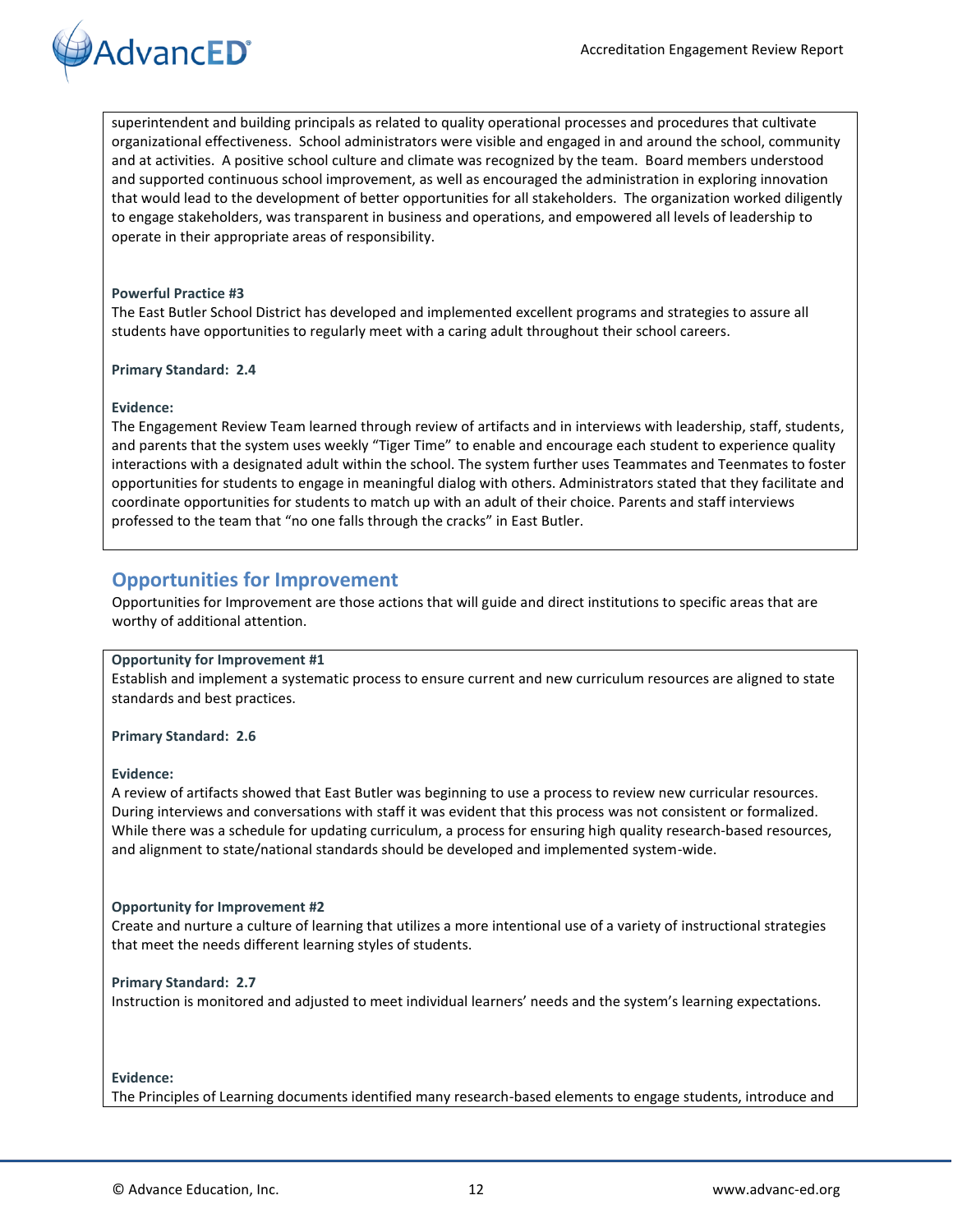superintendent and building principals as related to quality operational processes and procedures that cultivate organizational effectiveness. School administrators were visible and engaged in and around the school, community and at activities. A positive school culture and climate was recognized by the team. Board members understood and supported continuous school improvement, as well as encouraged the administration in exploring innovation that would lead to the development of better opportunities for all stakeholders. The organization worked diligently to engage stakeholders, was transparent in business and operations, and empowered all levels of leadership to operate in their appropriate areas of responsibility.

**Powerful Practice #3**
The East Butler School District has developed and implemented excellent programs and strategies to assure all students have opportunities to regularly meet with a caring adult throughout their school careers.

**Primary Standard: 2.4**

**Evidence:**
The Engagement Review Team learned through review of artifacts and in interviews with leadership, staff, students, and parents that the system uses weekly "Tiger Time" to enable and encourage each student to experience quality interactions with a designated adult within the school. The system further uses Teammates and Teenmates to foster opportunities for students to engage in meaningful dialog with others. Administrators stated that they facilitate and coordinate opportunities for students to match up with an adult of their choice. Parents and staff interviews professed to the team that "no one falls through the cracks" in East Butler.

## Opportunities for Improvement

Opportunities for Improvement are those actions that will guide and direct institutions to specific areas that are worthy of additional attention.

**Opportunity for Improvement #1**
Establish and implement a systematic process to ensure current and new curriculum resources are aligned to state standards and best practices.

**Primary Standard: 2.6**

**Evidence:**
A review of artifacts showed that East Butler was beginning to use a process to review new curricular resources. During interviews and conversations with staff it was evident that this process was not consistent or formalized. While there was a schedule for updating curriculum, a process for ensuring high quality research-based resources, and alignment to state/national standards should be developed and implemented system-wide.

**Opportunity for Improvement #2**
Create and nurture a culture of learning that utilizes a more intentional use of a variety of instructional strategies that meet the needs different learning styles of students.

**Primary Standard: 2.7**
Instruction is monitored and adjusted to meet individual learners' needs and the system's learning expectations.

**Evidence:**
The Principles of Learning documents identified many research-based elements to engage students, introduce and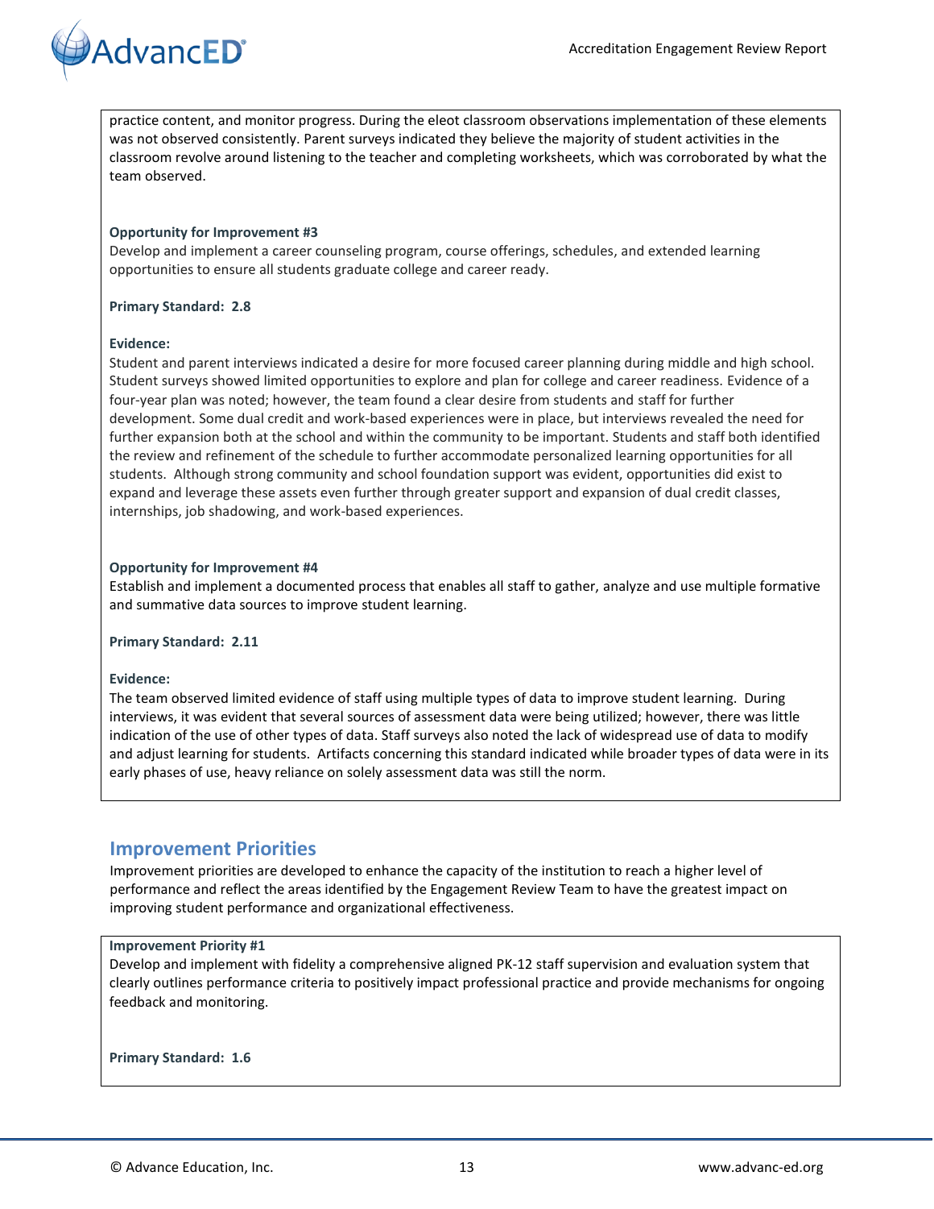practice content, and monitor progress. During the eleot classroom observations implementation of these elements was not observed consistently. Parent surveys indicated they believe the majority of student activities in the classroom revolve around listening to the teacher and completing worksheets, which was corroborated by what the team observed.

**Opportunity for Improvement #3**
Develop and implement a career counseling program, course offerings, schedules, and extended learning opportunities to ensure all students graduate college and career ready.

**Primary Standard: 2.8**

**Evidence:**
Student and parent interviews indicated a desire for more focused career planning during middle and high school. Student surveys showed limited opportunities to explore and plan for college and career readiness. Evidence of a four-year plan was noted; however, the team found a clear desire from students and staff for further development. Some dual credit and work-based experiences were in place, but interviews revealed the need for further expansion both at the school and within the community to be important. Students and staff both identified the review and refinement of the schedule to further accommodate personalized learning opportunities for all students. Although strong community and school foundation support was evident, opportunities did exist to expand and leverage these assets even further through greater support and expansion of dual credit classes, internships, job shadowing, and work-based experiences.

**Opportunity for Improvement #4**
Establish and implement a documented process that enables all staff to gather, analyze and use multiple formative and summative data sources to improve student learning.

**Primary Standard: 2.11**

**Evidence:**
The team observed limited evidence of staff using multiple types of data to improve student learning. During interviews, it was evident that several sources of assessment data were being utilized; however, there was little indication of the use of other types of data. Staff surveys also noted the lack of widespread use of data to modify and adjust learning for students. Artifacts concerning this standard indicated while broader types of data were in its early phases of use, heavy reliance on solely assessment data was still the norm.

## Improvement Priorities

Improvement priorities are developed to enhance the capacity of the institution to reach a higher level of performance and reflect the areas identified by the Engagement Review Team to have the greatest impact on improving student performance and organizational effectiveness.

**Improvement Priority #1**
Develop and implement with fidelity a comprehensive aligned PK-12 staff supervision and evaluation system that clearly outlines performance criteria to positively impact professional practice and provide mechanisms for ongoing feedback and monitoring.

**Primary Standard: 1.6**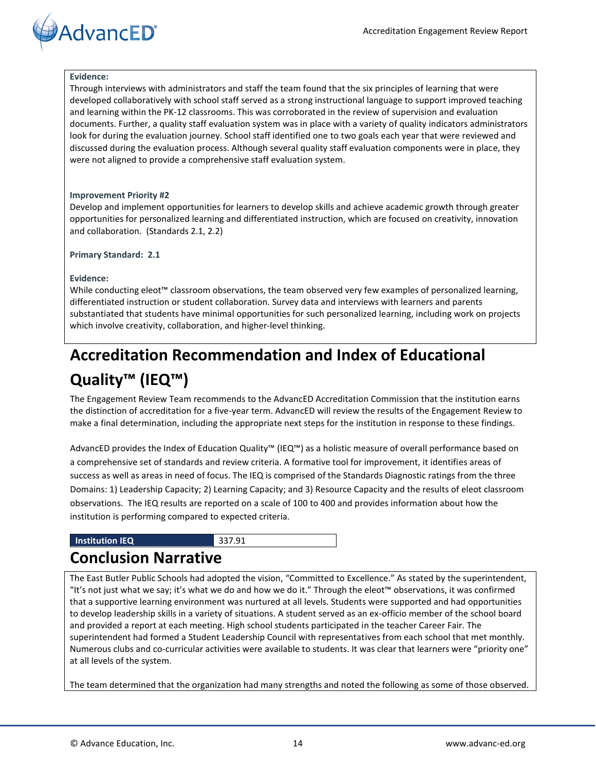**Evidence:**

Through interviews with administrators and staff the team found that the six principles of learning that were developed collaboratively with school staff served as a strong instructional language to support improved teaching and learning within the PK-12 classrooms. This was corroborated in the review of supervision and evaluation documents. Further, a quality staff evaluation system was in place with a variety of quality indicators administrators look for during the evaluation journey. School staff identified one to two goals each year that were reviewed and discussed during the evaluation process. Although several quality staff evaluation components were in place, they were not aligned to provide a comprehensive staff evaluation system.

**Improvement Priority #2**

Develop and implement opportunities for learners to develop skills and achieve academic growth through greater opportunities for personalized learning and differentiated instruction, which are focused on creativity, innovation and collaboration. (Standards 2.1, 2.2)

**Primary Standard: 2.1**

**Evidence:**

While conducting eleot™ classroom observations, the team observed very few examples of personalized learning, differentiated instruction or student collaboration. Survey data and interviews with learners and parents substantiated that students have minimal opportunities for such personalized learning, including work on projects which involve creativity, collaboration, and higher-level thinking.

# Accreditation Recommendation and Index of Educational Quality™ (IEQ™)

The Engagement Review Team recommends to the AdvancED Accreditation Commission that the institution earns the distinction of accreditation for a five-year term. AdvancED will review the results of the Engagement Review to make a final determination, including the appropriate next steps for the institution in response to these findings.

AdvancED provides the Index of Education Quality™ (IEQ™) as a holistic measure of overall performance based on a comprehensive set of standards and review criteria. A formative tool for improvement, it identifies areas of success as well as areas in need of focus. The IEQ is comprised of the Standards Diagnostic ratings from the three Domains: 1) Leadership Capacity; 2) Learning Capacity; and 3) Resource Capacity and the results of eleot classroom observations. The IEQ results are reported on a scale of 100 to 400 and provides information about how the institution is performing compared to expected criteria.

| Institution IEQ | 337.91 |
|---|---|

# Conclusion Narrative

The East Butler Public Schools had adopted the vision, "Committed to Excellence." As stated by the superintendent, "It's not just what we say; it's what we do and how we do it." Through the eleot™ observations, it was confirmed that a supportive learning environment was nurtured at all levels. Students were supported and had opportunities to develop leadership skills in a variety of situations. A student served as an ex-officio member of the school board and provided a report at each meeting. High school students participated in the teacher Career Fair. The superintendent had formed a Student Leadership Council with representatives from each school that met monthly. Numerous clubs and co-curricular activities were available to students. It was clear that learners were "priority one" at all levels of the system.

The team determined that the organization had many strengths and noted the following as some of those observed.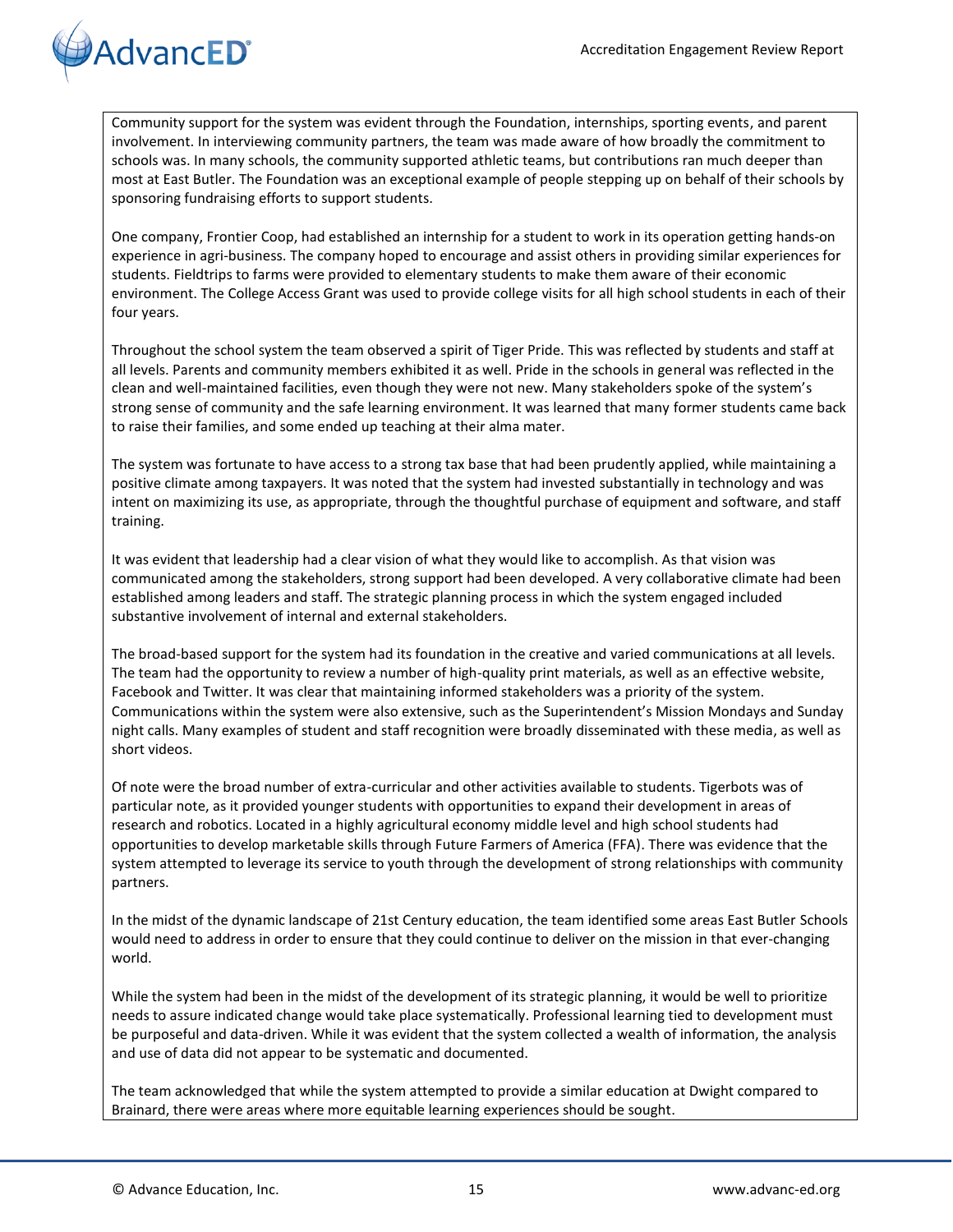Community support for the system was evident through the Foundation, internships, sporting events, and parent involvement. In interviewing community partners, the team was made aware of how broadly the commitment to schools was. In many schools, the community supported athletic teams, but contributions ran much deeper than most at East Butler. The Foundation was an exceptional example of people stepping up on behalf of their schools by sponsoring fundraising efforts to support students.

One company, Frontier Coop, had established an internship for a student to work in its operation getting hands-on experience in agri-business. The company hoped to encourage and assist others in providing similar experiences for students. Fieldtrips to farms were provided to elementary students to make them aware of their economic environment. The College Access Grant was used to provide college visits for all high school students in each of their four years.

Throughout the school system the team observed a spirit of Tiger Pride. This was reflected by students and staff at all levels. Parents and community members exhibited it as well. Pride in the schools in general was reflected in the clean and well-maintained facilities, even though they were not new. Many stakeholders spoke of the system's strong sense of community and the safe learning environment. It was learned that many former students came back to raise their families, and some ended up teaching at their alma mater.

The system was fortunate to have access to a strong tax base that had been prudently applied, while maintaining a positive climate among taxpayers. It was noted that the system had invested substantially in technology and was intent on maximizing its use, as appropriate, through the thoughtful purchase of equipment and software, and staff training.

It was evident that leadership had a clear vision of what they would like to accomplish. As that vision was communicated among the stakeholders, strong support had been developed. A very collaborative climate had been established among leaders and staff. The strategic planning process in which the system engaged included substantive involvement of internal and external stakeholders.

The broad-based support for the system had its foundation in the creative and varied communications at all levels. The team had the opportunity to review a number of high-quality print materials, as well as an effective website, Facebook and Twitter. It was clear that maintaining informed stakeholders was a priority of the system. Communications within the system were also extensive, such as the Superintendent's Mission Mondays and Sunday night calls. Many examples of student and staff recognition were broadly disseminated with these media, as well as short videos.

Of note were the broad number of extra-curricular and other activities available to students. Tigerbots was of particular note, as it provided younger students with opportunities to expand their development in areas of research and robotics. Located in a highly agricultural economy middle level and high school students had opportunities to develop marketable skills through Future Farmers of America (FFA). There was evidence that the system attempted to leverage its service to youth through the development of strong relationships with community partners.

In the midst of the dynamic landscape of 21st Century education, the team identified some areas East Butler Schools would need to address in order to ensure that they could continue to deliver on the mission in that ever-changing world.

While the system had been in the midst of the development of its strategic planning, it would be well to prioritize needs to assure indicated change would take place systematically. Professional learning tied to development must be purposeful and data-driven. While it was evident that the system collected a wealth of information, the analysis and use of data did not appear to be systematic and documented.

The team acknowledged that while the system attempted to provide a similar education at Dwight compared to Brainard, there were areas where more equitable learning experiences should be sought.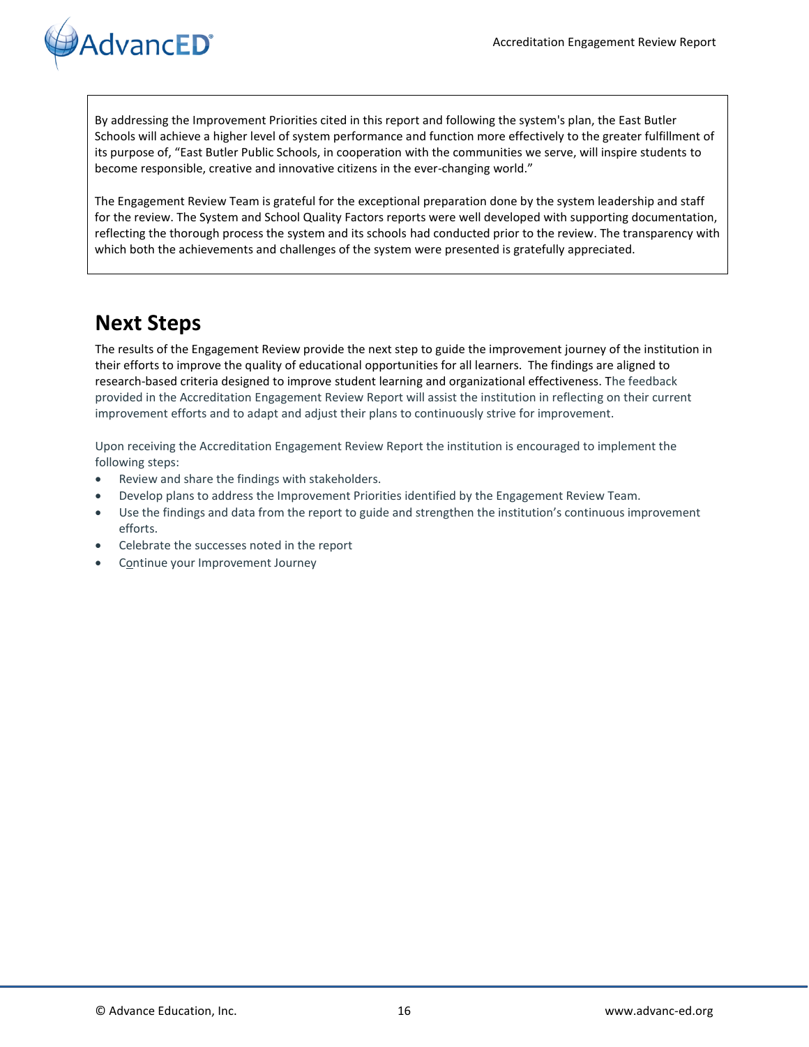By addressing the Improvement Priorities cited in this report and following the system's plan, the East Butler Schools will achieve a higher level of system performance and function more effectively to the greater fulfillment of its purpose of, “East Butler Public Schools, in cooperation with the communities we serve, will inspire students to become responsible, creative and innovative citizens in the ever-changing world.”

The Engagement Review Team is grateful for the exceptional preparation done by the system leadership and staff for the review. The System and School Quality Factors reports were well developed with supporting documentation, reflecting the thorough process the system and its schools had conducted prior to the review. The transparency with which both the achievements and challenges of the system were presented is gratefully appreciated.

## Next Steps

The results of the Engagement Review provide the next step to guide the improvement journey of the institution in their efforts to improve the quality of educational opportunities for all learners. The findings are aligned to research-based criteria designed to improve student learning and organizational effectiveness. The feedback provided in the Accreditation Engagement Review Report will assist the institution in reflecting on their current improvement efforts and to adapt and adjust their plans to continuously strive for improvement.

Upon receiving the Accreditation Engagement Review Report the institution is encouraged to implement the following steps:

- Review and share the findings with stakeholders.
- Develop plans to address the Improvement Priorities identified by the Engagement Review Team.
- Use the findings and data from the report to guide and strengthen the institution’s continuous improvement efforts.
- Celebrate the successes noted in the report
- Continue your Improvement Journey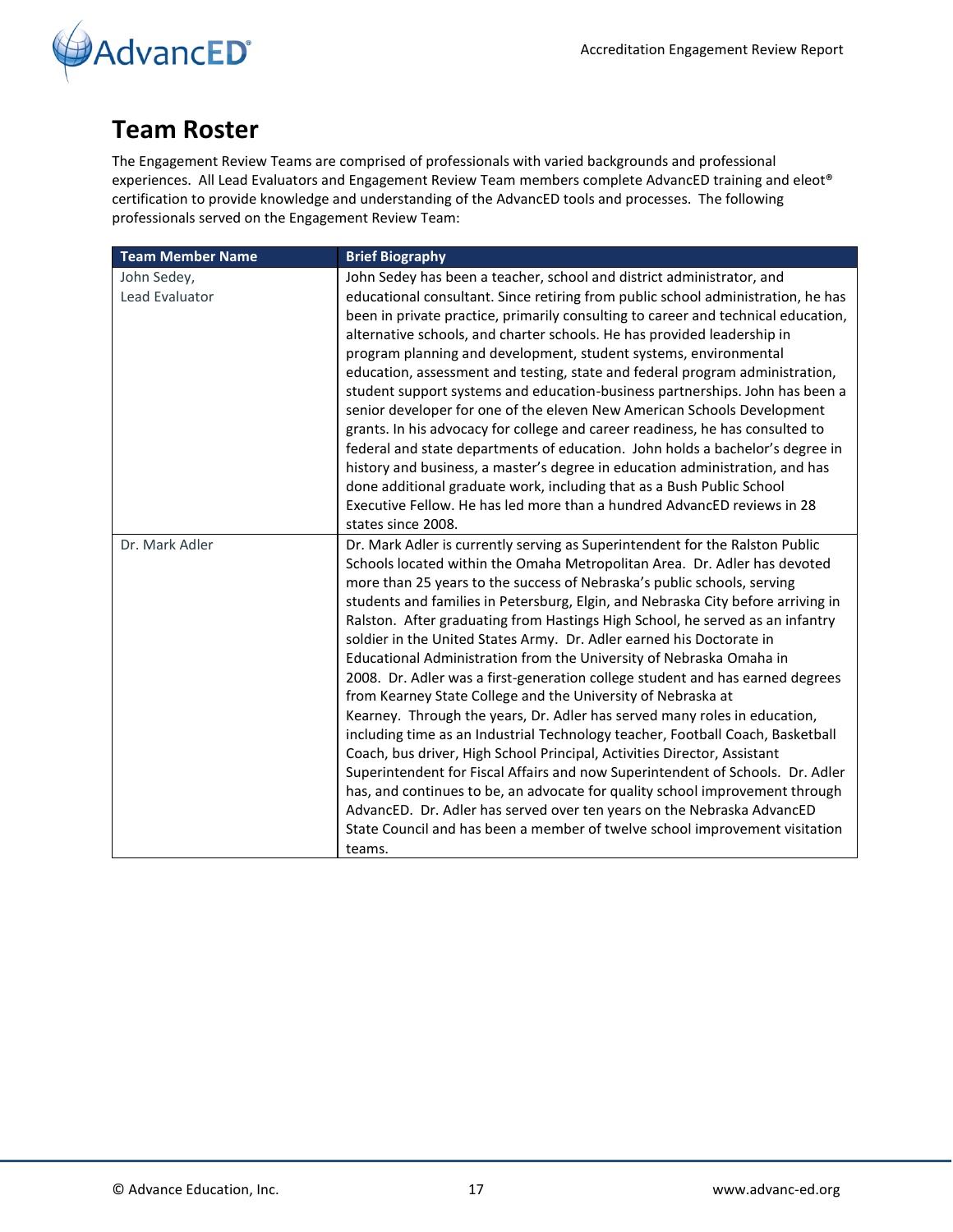## Team Roster

The Engagement Review Teams are comprised of professionals with varied backgrounds and professional experiences. All Lead Evaluators and Engagement Review Team members complete AdvancED training and eleot® certification to provide knowledge and understanding of the AdvancED tools and processes. The following professionals served on the Engagement Review Team:

| Team Member Name | Brief Biography |
|---|---|
| John Sedey, Lead Evaluator | John Sedey has been a teacher, school and district administrator, and educational consultant. Since retiring from public school administration, he has been in private practice, primarily consulting to career and technical education, alternative schools, and charter schools. He has provided leadership in program planning and development, student systems, environmental education, assessment and testing, state and federal program administration, student support systems and education-business partnerships. John has been a senior developer for one of the eleven New American Schools Development grants. In his advocacy for college and career readiness, he has consulted to federal and state departments of education. John holds a bachelor's degree in history and business, a master's degree in education administration, and has done additional graduate work, including that as a Bush Public School Executive Fellow. He has led more than a hundred AdvancED reviews in 28 states since 2008. |
| Dr. Mark Adler | Dr. Mark Adler is currently serving as Superintendent for the Ralston Public Schools located within the Omaha Metropolitan Area. Dr. Adler has devoted more than 25 years to the success of Nebraska's public schools, serving students and families in Petersburg, Elgin, and Nebraska City before arriving in Ralston. After graduating from Hastings High School, he served as an infantry soldier in the United States Army. Dr. Adler earned his Doctorate in Educational Administration from the University of Nebraska Omaha in 2008. Dr. Adler was a first-generation college student and has earned degrees from Kearney State College and the University of Nebraska at Kearney. Through the years, Dr. Adler has served many roles in education, including time as an Industrial Technology teacher, Football Coach, Basketball Coach, bus driver, High School Principal, Activities Director, Assistant Superintendent for Fiscal Affairs and now Superintendent of Schools. Dr. Adler has, and continues to be, an advocate for quality school improvement through AdvancED. Dr. Adler has served over ten years on the Nebraska AdvancED State Council and has been a member of twelve school improvement visitation teams. |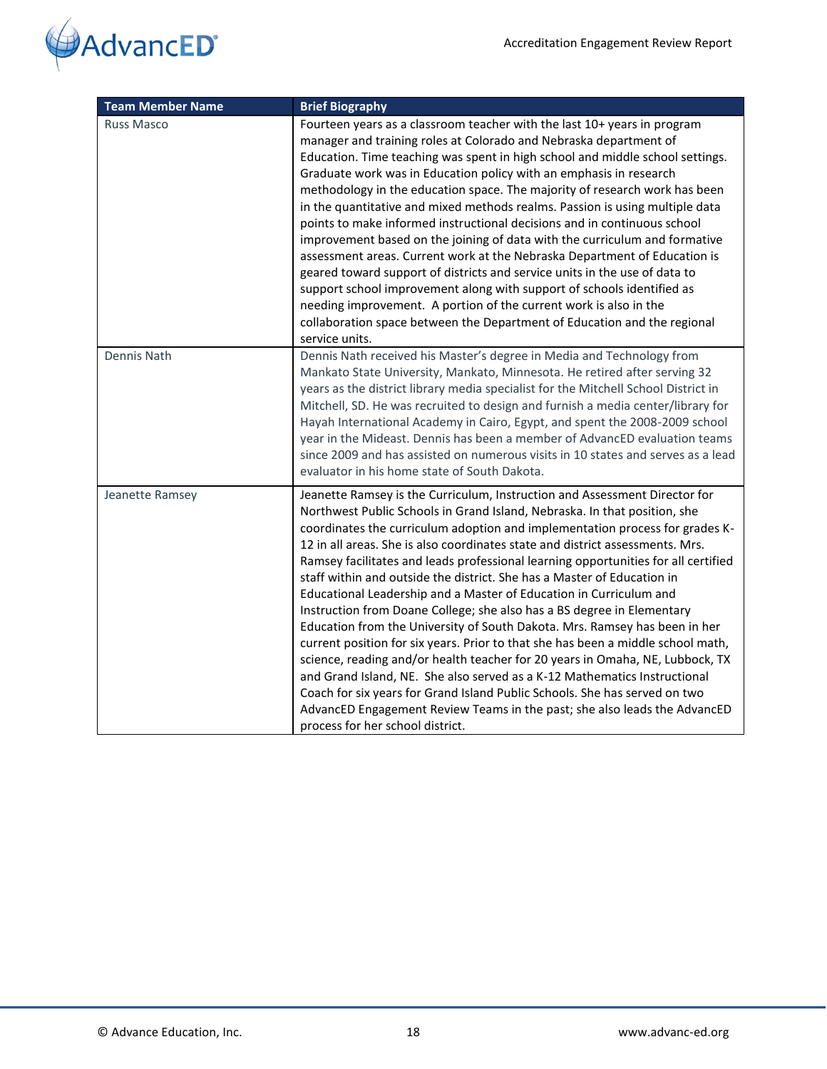| Team Member Name | Brief Biography |
|---|---|
| Russ Masco | Fourteen years as a classroom teacher with the last 10+ years in program manager and training roles at Colorado and Nebraska department of Education. Time teaching was spent in high school and middle school settings. Graduate work was in Education policy with an emphasis in research methodology in the education space. The majority of research work has been in the quantitative and mixed methods realms. Passion is using multiple data points to make informed instructional decisions and in continuous school improvement based on the joining of data with the curriculum and formative assessment areas. Current work at the Nebraska Department of Education is geared toward support of districts and service units in the use of data to support school improvement along with support of schools identified as needing improvement. A portion of the current work is also in the collaboration space between the Department of Education and the regional service units. |
| Dennis Nath | Dennis Nath received his Master's degree in Media and Technology from Mankato State University, Mankato, Minnesota. He retired after serving 32 years as the district library media specialist for the Mitchell School District in Mitchell, SD. He was recruited to design and furnish a media center/library for Hayah International Academy in Cairo, Egypt, and spent the 2008-2009 school year in the Mideast. Dennis has been a member of AdvancED evaluation teams since 2009 and has assisted on numerous visits in 10 states and serves as a lead evaluator in his home state of South Dakota. |
| Jeanette Ramsey | Jeanette Ramsey is the Curriculum, Instruction and Assessment Director for Northwest Public Schools in Grand Island, Nebraska. In that position, she coordinates the curriculum adoption and implementation process for grades K-12 in all areas. She is also coordinates state and district assessments. Mrs. Ramsey facilitates and leads professional learning opportunities for all certified staff within and outside the district. She has a Master of Education in Educational Leadership and a Master of Education in Curriculum and Instruction from Doane College; she also has a BS degree in Elementary Education from the University of South Dakota. Mrs. Ramsey has been in her current position for six years. Prior to that she has been a middle school math, science, reading and/or health teacher for 20 years in Omaha, NE, Lubbock, TX and Grand Island, NE. She also served as a K-12 Mathematics Instructional Coach for six years for Grand Island Public Schools. She has served on two AdvancED Engagement Review Teams in the past; she also leads the AdvancED process for her school district. |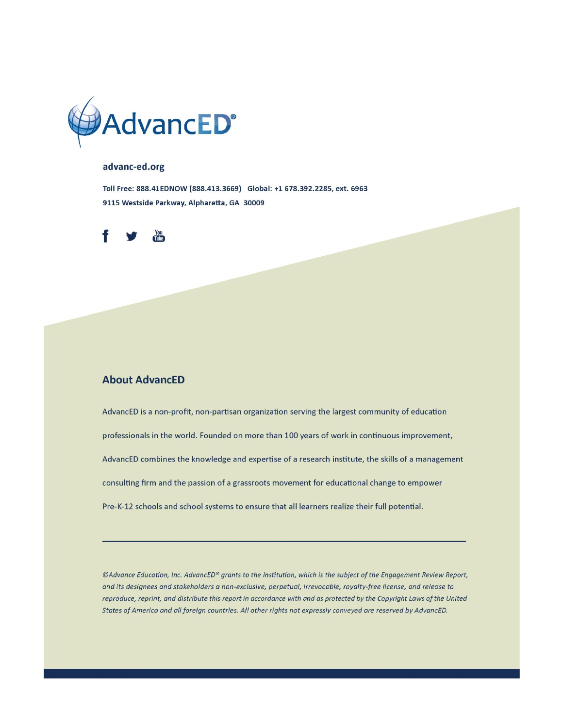AdvancED®

**advanc-ed.org**

**Toll Free: 888.41EDNOW (888.413.3669) Global: +1 678.392.2285, ext. 6963**

**9115 Westside Parkway, Alpharetta, GA 30009**

## About AdvancED

AdvancED is a non-profit, non-partisan organization serving the largest community of education professionals in the world. Founded on more than 100 years of work in continuous improvement, AdvancED combines the knowledge and expertise of a research institute, the skills of a management consulting firm and the passion of a grassroots movement for educational change to empower Pre-K-12 schools and school systems to ensure that all learners realize their full potential.

---

*©Advance Education, Inc. AdvancED® grants to the Institution, which is the subject of the Engagement Review Report, and its designees and stakeholders a non-exclusive, perpetual, irrevocable, royalty-free license, and release to reproduce, reprint, and distribute this report in accordance with and as protected by the Copyright Laws of the United States of America and all foreign countries. All other rights not expressly conveyed are reserved by AdvancED.*